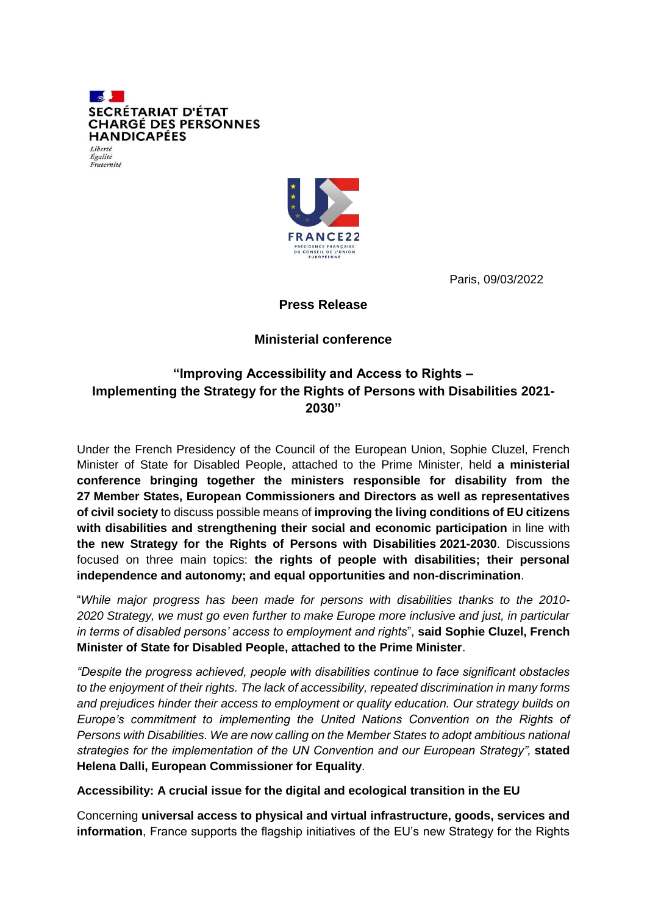SECRÉTARIAT D'ÉTAT CHARGÉ DES PERSONNES HANDICAPÉES

*Liberté*
*Égalité*
*Fraternité*

FRANCE22
PRÉSIDENCE FRANÇAISE DU CONSEIL DE L'UNION EUROPÉENNE

Paris, 09/03/2022

**Press Release**

**Ministerial conference**

## "Improving Accessibility and Access to Rights – Implementing the Strategy for the Rights of Persons with Disabilities 2021-2030"

Under the French Presidency of the Council of the European Union, Sophie Cluzel, French Minister of State for Disabled People, attached to the Prime Minister, held **a ministerial conference bringing together the ministers responsible for disability from the 27 Member States, European Commissioners and Directors as well as representatives of civil society** to discuss possible means of **improving the living conditions of EU citizens with disabilities and strengthening their social and economic participation** in line with **the new Strategy for the Rights of Persons with Disabilities 2021-2030**. Discussions focused on three main topics: **the rights of people with disabilities; their personal independence and autonomy; and equal opportunities and non-discrimination**.

"*While major progress has been made for persons with disabilities thanks to the 2010-2020 Strategy, we must go even further to make Europe more inclusive and just, in particular in terms of disabled persons' access to employment and rights*", **said Sophie Cluzel, French Minister of State for Disabled People, attached to the Prime Minister**.

*"Despite the progress achieved, people with disabilities continue to face significant obstacles to the enjoyment of their rights. The lack of accessibility, repeated discrimination in many forms and prejudices hinder their access to employment or quality education. Our strategy builds on Europe's commitment to implementing the United Nations Convention on the Rights of Persons with Disabilities. We are now calling on the Member States to adopt ambitious national strategies for the implementation of the UN Convention and our European Strategy",* **stated Helena Dalli, European Commissioner for Equality**.

**Accessibility: A crucial issue for the digital and ecological transition in the EU**

Concerning **universal access to physical and virtual infrastructure, goods, services and information**, France supports the flagship initiatives of the EU's new Strategy for the Rights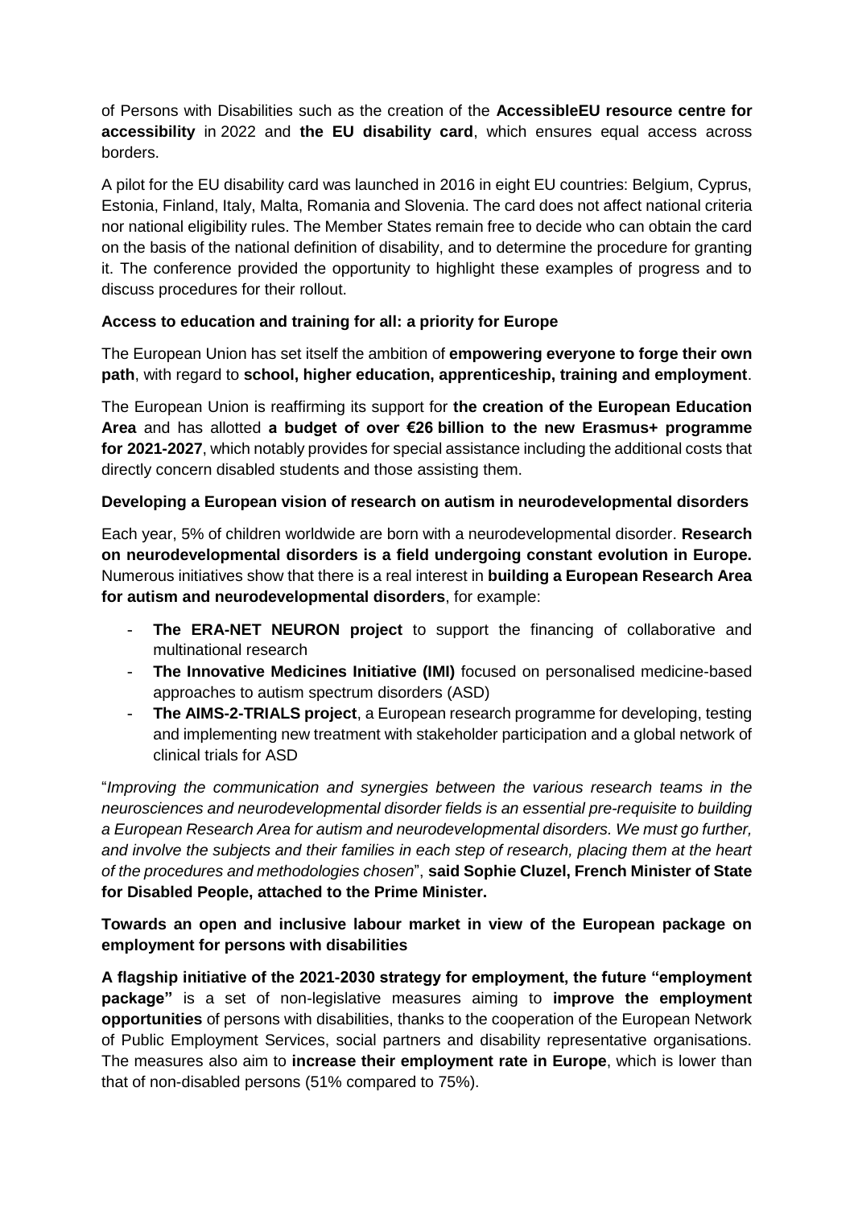of Persons with Disabilities such as the creation of the **AccessibleEU resource centre for accessibility** in 2022 and **the EU disability card**, which ensures equal access across borders.

A pilot for the EU disability card was launched in 2016 in eight EU countries: Belgium, Cyprus, Estonia, Finland, Italy, Malta, Romania and Slovenia. The card does not affect national criteria nor national eligibility rules. The Member States remain free to decide who can obtain the card on the basis of the national definition of disability, and to determine the procedure for granting it. The conference provided the opportunity to highlight these examples of progress and to discuss procedures for their rollout.

**Access to education and training for all: a priority for Europe**

The European Union has set itself the ambition of **empowering everyone to forge their own path**, with regard to **school, higher education, apprenticeship, training and employment**.

The European Union is reaffirming its support for **the creation of the European Education Area** and has allotted **a budget of over €26 billion to the new Erasmus+ programme for 2021-2027**, which notably provides for special assistance including the additional costs that directly concern disabled students and those assisting them.

**Developing a European vision of research on autism in neurodevelopmental disorders**

Each year, 5% of children worldwide are born with a neurodevelopmental disorder. **Research on neurodevelopmental disorders is a field undergoing constant evolution in Europe.** Numerous initiatives show that there is a real interest in **building a European Research Area for autism and neurodevelopmental disorders**, for example:

- **The ERA-NET NEURON project** to support the financing of collaborative and multinational research
- **The Innovative Medicines Initiative (IMI)** focused on personalised medicine-based approaches to autism spectrum disorders (ASD)
- **The AIMS-2-TRIALS project**, a European research programme for developing, testing and implementing new treatment with stakeholder participation and a global network of clinical trials for ASD

"*Improving the communication and synergies between the various research teams in the neurosciences and neurodevelopmental disorder fields is an essential pre-requisite to building a European Research Area for autism and neurodevelopmental disorders. We must go further, and involve the subjects and their families in each step of research, placing them at the heart of the procedures and methodologies chosen*", **said Sophie Cluzel, French Minister of State for Disabled People, attached to the Prime Minister.**

**Towards an open and inclusive labour market in view of the European package on employment for persons with disabilities**

**A flagship initiative of the 2021-2030 strategy for employment, the future "employment package"** is a set of non-legislative measures aiming to **improve the employment opportunities** of persons with disabilities, thanks to the cooperation of the European Network of Public Employment Services, social partners and disability representative organisations. The measures also aim to **increase their employment rate in Europe**, which is lower than that of non-disabled persons (51% compared to 75%).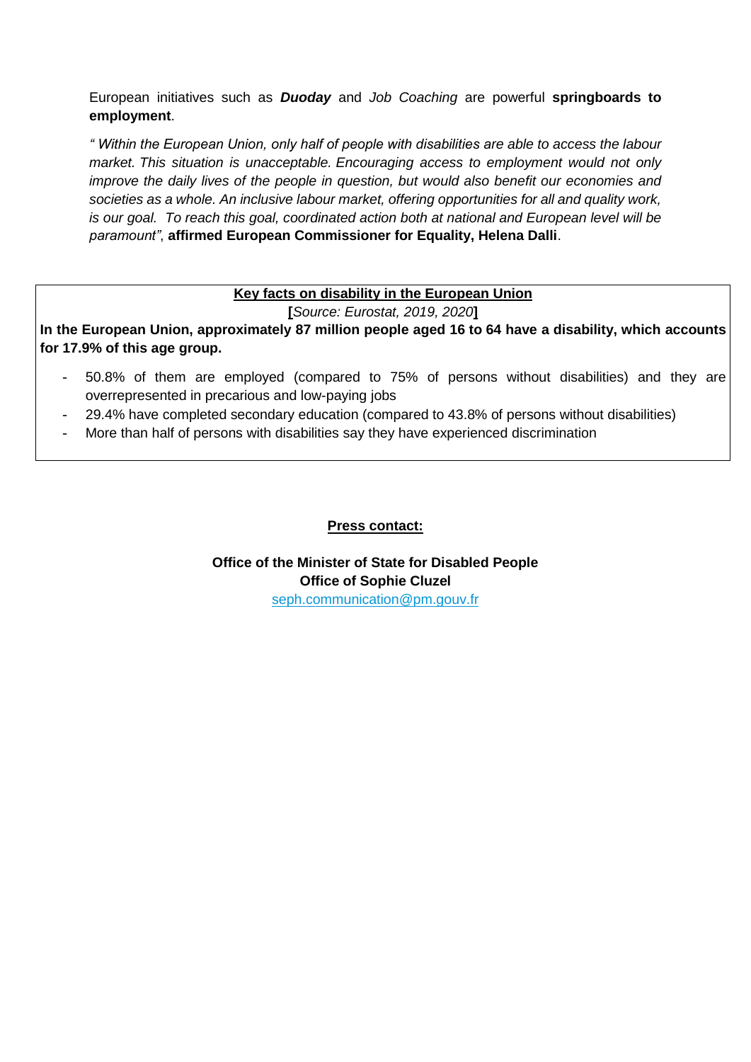European initiatives such as ***Duoday*** and *Job Coaching* are powerful **springboards to employment**.

*" Within the European Union, only half of people with disabilities are able to access the labour market. This situation is unacceptable. Encouraging access to employment would not only improve the daily lives of the people in question, but would also benefit our economies and societies as a whole. An inclusive labour market, offering opportunities for all and quality work, is our goal. To reach this goal, coordinated action both at national and European level will be paramount"*, **affirmed European Commissioner for Equality, Helena Dalli**.

**Key facts on disability in the European Union**

**[***Source: Eurostat, 2019, 2020***]**

**In the European Union, approximately 87 million people aged 16 to 64 have a disability, which accounts for 17.9% of this age group.**

- 50.8% of them are employed (compared to 75% of persons without disabilities) and they are overrepresented in precarious and low-paying jobs
- 29.4% have completed secondary education (compared to 43.8% of persons without disabilities)
- More than half of persons with disabilities say they have experienced discrimination

**Press contact:**

**Office of the Minister of State for Disabled People**
**Office of Sophie Cluzel**
seph.communication@pm.gouv.fr